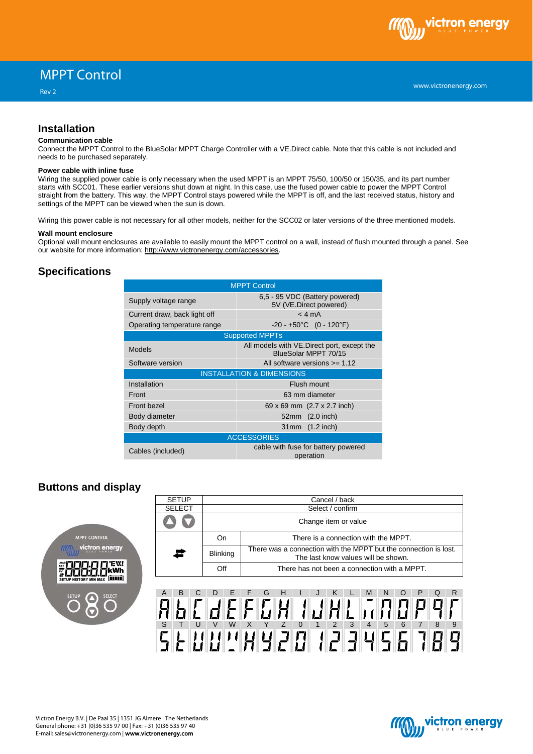# MPPT Control

Rev 2

www.victronenergy.com

## Installation

**Communication cable**

Connect the MPPT Control to the BlueSolar MPPT Charge Controller with a VE.Direct cable. Note that this cable is not included and needs to be purchased separately.

**Power cable with inline fuse**

Wiring the supplied power cable is only necessary when the used MPPT is an MPPT 75/50, 100/50 or 150/35, and its part number starts with SCC01. These earlier versions shut down at night. In this case, use the fused power cable to power the MPPT Control straight from the battery. This way, the MPPT Control stays powered while the MPPT is off, and the last received status, history and settings of the MPPT can be viewed when the sun is down.

Wiring this power cable is not necessary for all other models, neither for the SCC02 or later versions of the three mentioned models.

**Wall mount enclosure**

Optional wall mount enclosures are available to easily mount the MPPT control on a wall, instead of flush mounted through a panel. See our website for more information: http://www.victronenergy.com/accessories.

## Specifications

| MPPT Control | |
|---|---|
| Supply voltage range | 6,5 - 95 VDC (Battery powered)<br>5V (VE.Direct powered) |
| Current draw, back light off | < 4 mA |
| Operating temperature range | -20 - +50°C (0 - 120°F) |
| **Supported MPPTs** | |
| Models | All models with VE.Direct port, except the BlueSolar MPPT 70/15 |
| Software version | All software versions >= 1.12 |
| **INSTALLATION & DIMENSIONS** | |
| Installation | Flush mount |
| Front | 63 mm diameter |
| Front bezel | 69 x 69 mm (2.7 x 2.7 inch) |
| Body diameter | 52mm (2.0 inch) |
| Body depth | 31mm (1.2 inch) |
| **ACCESSORIES** | |
| Cables (included) | cable with fuse for battery powered operation |

## Buttons and display

| | | |
|---|---|---|
| SETUP | | Cancel / back |
| SELECT | | Select / confirm |
| ▲ ▼ | | Change item or value |
| ⇄ | On | There is a connection with the MPPT. |
| | Blinking | There was a connection with the MPPT but the connection is lost. The last know values will be shown. |
| | Off | There has not been a connection with a MPPT. |

A B C D E F G H I J K L M N O P Q R

S T U V W X Y Z 0 1 2 3 4 5 6 7 8 9

Victron Energy B.V. | De Paal 35 | 1351 JG Almere | The Netherlands
General phone: +31 (0)36 535 97 00 | Fax: +31 (0)36 535 97 40
E-mail: sales@victronenergy.com | **www.victronenergy.com**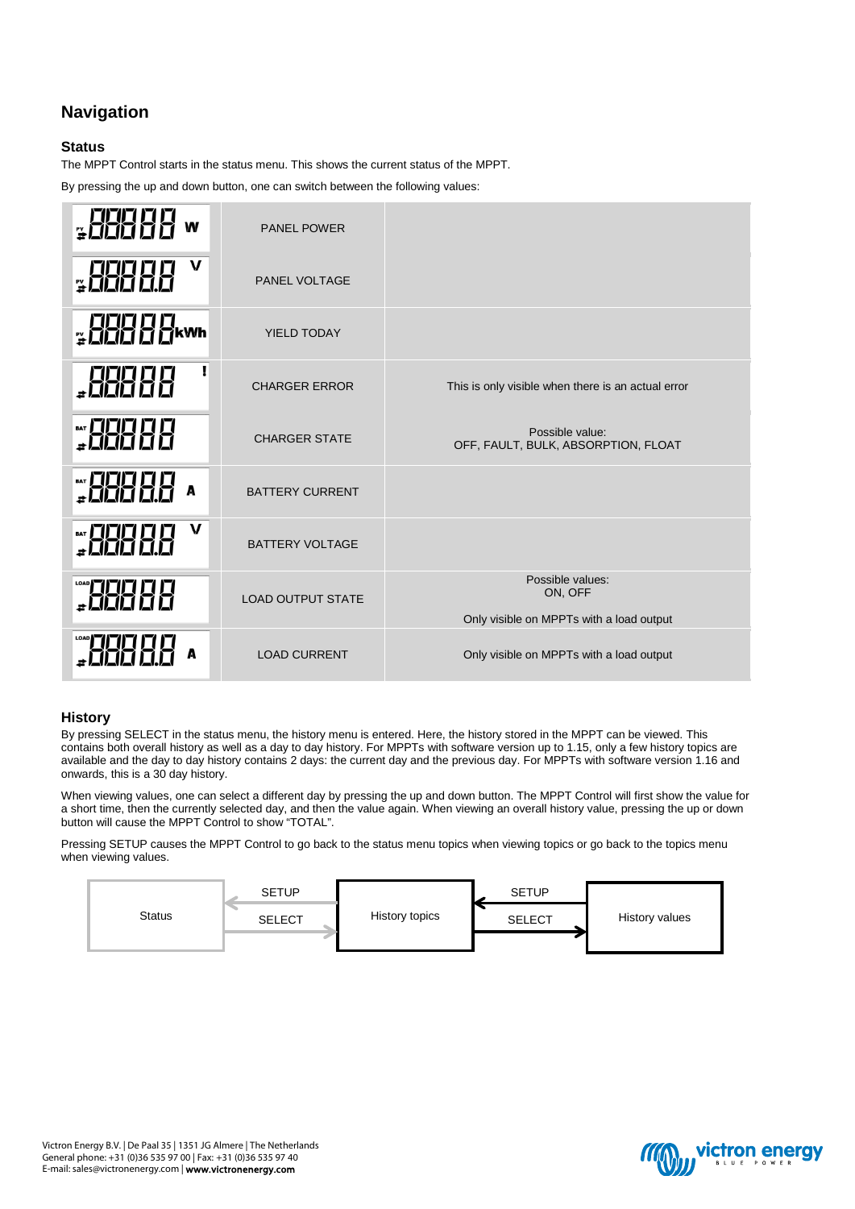## Navigation

### Status

The MPPT Control starts in the status menu. This shows the current status of the MPPT.

By pressing the up and down button, one can switch between the following values:

| | | |
|---|---|---|
| PV 88888 W | PANEL POWER | |
| PV 8888.8 V | PANEL VOLTAGE | |
| PV 88888 kWh | YIELD TODAY | |
| 88888 ! | CHARGER ERROR | This is only visible when there is an actual error |
| BAT 88888 | CHARGER STATE | Possible value:<br>OFF, FAULT, BULK, ABSORPTION, FLOAT |
| BAT 8888.8 A | BATTERY CURRENT | |
| BAT 8888.8 V | BATTERY VOLTAGE | |
| LOAD 88888 | LOAD OUTPUT STATE | Possible values:<br>ON, OFF<br><br>Only visible on MPPTs with a load output |
| LOAD 8888.8 A | LOAD CURRENT | Only visible on MPPTs with a load output |

### History

By pressing SELECT in the status menu, the history menu is entered. Here, the history stored in the MPPT can be viewed. This contains both overall history as well as a day to day history. For MPPTs with software version up to 1.15, only a few history topics are available and the day to day history contains 2 days: the current day and the previous day. For MPPTs with software version 1.16 and onwards, this is a 30 day history.

When viewing values, one can select a different day by pressing the up and down button. The MPPT Control will first show the value for a short time, then the currently selected day, and then the value again. When viewing an overall history value, pressing the up or down button will cause the MPPT Control to show "TOTAL".

Pressing SETUP causes the MPPT Control to go back to the status menu topics when viewing topics or go back to the topics menu when viewing values.

Status
SETUP
SELECT
History topics
SETUP
SELECT
History values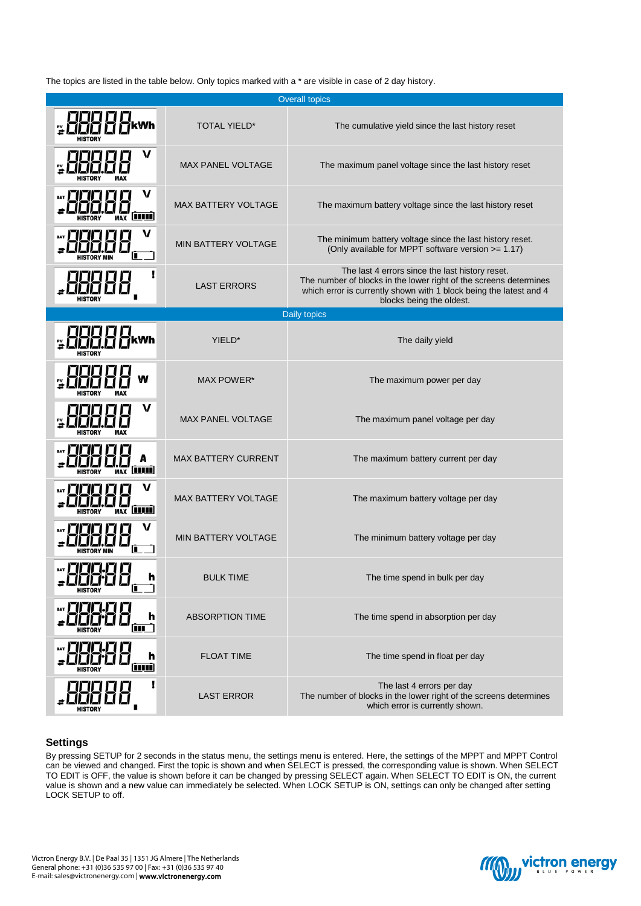The topics are listed in the table below. Only topics marked with a * are visible in case of 2 day history.

| | | |
|---|---|---|
| **Overall topics** | | |
| | TOTAL YIELD* | The cumulative yield since the last history reset |
| | MAX PANEL VOLTAGE | The maximum panel voltage since the last history reset |
| | MAX BATTERY VOLTAGE | The maximum battery voltage since the last history reset |
| | MIN BATTERY VOLTAGE | The minimum battery voltage since the last history reset. (Only available for MPPT software version >= 1.17) |
| | LAST ERRORS | The last 4 errors since the last history reset. The number of blocks in the lower right of the screens determines which error is currently shown with 1 block being the latest and 4 blocks being the oldest. |
| **Daily topics** | | |
| | YIELD* | The daily yield |
| | MAX POWER* | The maximum power per day |
| | MAX PANEL VOLTAGE | The maximum panel voltage per day |
| | MAX BATTERY CURRENT | The maximum battery current per day |
| | MAX BATTERY VOLTAGE | The maximum battery voltage per day |
| | MIN BATTERY VOLTAGE | The minimum battery voltage per day |
| | BULK TIME | The time spend in bulk per day |
| | ABSORPTION TIME | The time spend in absorption per day |
| | FLOAT TIME | The time spend in float per day |
| | LAST ERROR | The last 4 errors per day The number of blocks in the lower right of the screens determines which error is currently shown. |

## Settings

By pressing SETUP for 2 seconds in the status menu, the settings menu is entered. Here, the settings of the MPPT and MPPT Control can be viewed and changed. First the topic is shown and when SELECT is pressed, the corresponding value is shown. When SELECT TO EDIT is OFF, the value is shown before it can be changed by pressing SELECT again. When SELECT TO EDIT is ON, the current value is shown and a new value can immediately be selected. When LOCK SETUP is ON, settings can only be changed after setting LOCK SETUP to off.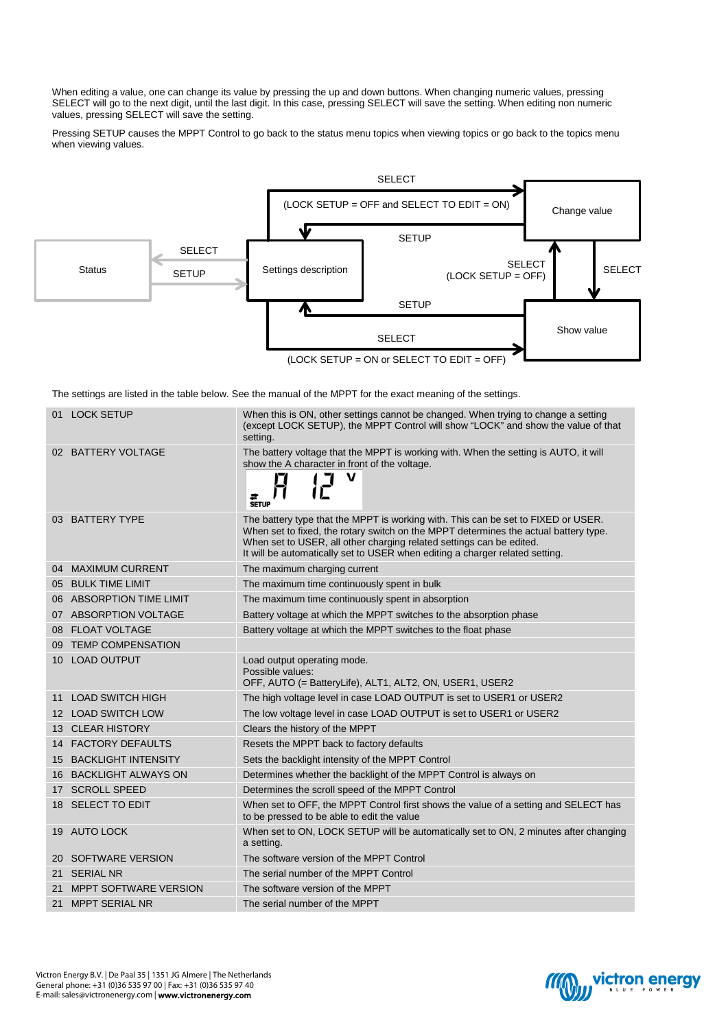When editing a value, one can change its value by pressing the up and down buttons. When changing numeric values, pressing SELECT will go to the next digit, until the last digit. In this case, pressing SELECT will save the setting. When editing non numeric values, pressing SELECT will save the setting.

Pressing SETUP causes the MPPT Control to go back to the status menu topics when viewing topics or go back to the topics menu when viewing values.

Status
SELECT
SETUP
Settings description
SELECT
(LOCK SETUP = OFF and SELECT TO EDIT = ON)
SETUP
Change value
SELECT
(LOCK SETUP = OFF)
SELECT
Show value
SETUP
SELECT
(LOCK SETUP = ON or SELECT TO EDIT = OFF)

The settings are listed in the table below. See the manual of the MPPT for the exact meaning of the settings.

| | |
|---|---|
| 01 LOCK SETUP | When this is ON, other settings cannot be changed. When trying to change a setting (except LOCK SETUP), the MPPT Control will show "LOCK" and show the value of that setting. |
| 02 BATTERY VOLTAGE | The battery voltage that the MPPT is working with. When the setting is AUTO, it will show the A character in front of the voltage. SETUP A 12 V |
| 03 BATTERY TYPE | The battery type that the MPPT is working with. This can be set to FIXED or USER. When set to fixed, the rotary switch on the MPPT determines the actual battery type. When set to USER, all other charging related settings can be edited. It will be automatically set to USER when editing a charger related setting. |
| 04 MAXIMUM CURRENT | The maximum charging current |
| 05 BULK TIME LIMIT | The maximum time continuously spent in bulk |
| 06 ABSORPTION TIME LIMIT | The maximum time continuously spent in absorption |
| 07 ABSORPTION VOLTAGE | Battery voltage at which the MPPT switches to the absorption phase |
| 08 FLOAT VOLTAGE | Battery voltage at which the MPPT switches to the float phase |
| 09 TEMP COMPENSATION | |
| 10 LOAD OUTPUT | Load output operating mode. Possible values: OFF, AUTO (= BatteryLife), ALT1, ALT2, ON, USER1, USER2 |
| 11 LOAD SWITCH HIGH | The high voltage level in case LOAD OUTPUT is set to USER1 or USER2 |
| 12 LOAD SWITCH LOW | The low voltage level in case LOAD OUTPUT is set to USER1 or USER2 |
| 13 CLEAR HISTORY | Clears the history of the MPPT |
| 14 FACTORY DEFAULTS | Resets the MPPT back to factory defaults |
| 15 BACKLIGHT INTENSITY | Sets the backlight intensity of the MPPT Control |
| 16 BACKLIGHT ALWAYS ON | Determines whether the backlight of the MPPT Control is always on |
| 17 SCROLL SPEED | Determines the scroll speed of the MPPT Control |
| 18 SELECT TO EDIT | When set to OFF, the MPPT Control first shows the value of a setting and SELECT has to be pressed to be able to edit the value |
| 19 AUTO LOCK | When set to ON, LOCK SETUP will be automatically set to ON, 2 minutes after changing a setting. |
| 20 SOFTWARE VERSION | The software version of the MPPT Control |
| 21 SERIAL NR | The serial number of the MPPT Control |
| 21 MPPT SOFTWARE VERSION | The software version of the MPPT |
| 21 MPPT SERIAL NR | The serial number of the MPPT |

Victron Energy B.V. | De Paal 35 | 1351 JG Almere | The Netherlands
General phone: +31 (0)36 535 97 00 | Fax: +31 (0)36 535 97 40
E-mail: sales@victronenergy.com | **www.victronenergy.com**